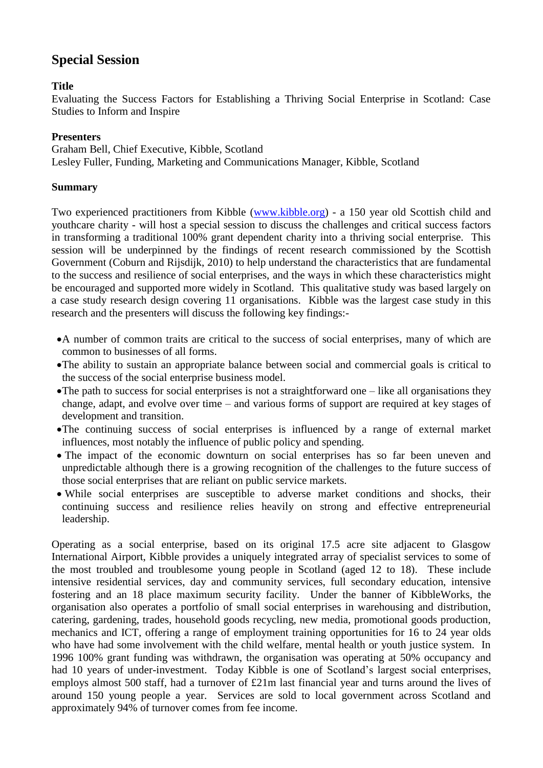# Special Session

**Title**

Evaluating the Success Factors for Establishing a Thriving Social Enterprise in Scotland: Case Studies to Inform and Inspire

**Presenters**

Graham Bell, Chief Executive, Kibble, Scotland
Lesley Fuller, Funding, Marketing and Communications Manager, Kibble, Scotland

**Summary**

Two experienced practitioners from Kibble ([www.kibble.org](http://www.kibble.org)) - a 150 year old Scottish child and youthcare charity - will host a special session to discuss the challenges and critical success factors in transforming a traditional 100% grant dependent charity into a thriving social enterprise. This session will be underpinned by the findings of recent research commissioned by the Scottish Government (Coburn and Rijsdijk, 2010) to help understand the characteristics that are fundamental to the success and resilience of social enterprises, and the ways in which these characteristics might be encouraged and supported more widely in Scotland. This qualitative study was based largely on a case study research design covering 11 organisations. Kibble was the largest case study in this research and the presenters will discuss the following key findings:-

- A number of common traits are critical to the success of social enterprises, many of which are common to businesses of all forms.
- The ability to sustain an appropriate balance between social and commercial goals is critical to the success of the social enterprise business model.
- The path to success for social enterprises is not a straightforward one – like all organisations they change, adapt, and evolve over time – and various forms of support are required at key stages of development and transition.
- The continuing success of social enterprises is influenced by a range of external market influences, most notably the influence of public policy and spending.
- The impact of the economic downturn on social enterprises has so far been uneven and unpredictable although there is a growing recognition of the challenges to the future success of those social enterprises that are reliant on public service markets.
- While social enterprises are susceptible to adverse market conditions and shocks, their continuing success and resilience relies heavily on strong and effective entrepreneurial leadership.

Operating as a social enterprise, based on its original 17.5 acre site adjacent to Glasgow International Airport, Kibble provides a uniquely integrated array of specialist services to some of the most troubled and troublesome young people in Scotland (aged 12 to 18). These include intensive residential services, day and community services, full secondary education, intensive fostering and an 18 place maximum security facility. Under the banner of KibbleWorks, the organisation also operates a portfolio of small social enterprises in warehousing and distribution, catering, gardening, trades, household goods recycling, new media, promotional goods production, mechanics and ICT, offering a range of employment training opportunities for 16 to 24 year olds who have had some involvement with the child welfare, mental health or youth justice system. In 1996 100% grant funding was withdrawn, the organisation was operating at 50% occupancy and had 10 years of under-investment. Today Kibble is one of Scotland's largest social enterprises, employs almost 500 staff, had a turnover of £21m last financial year and turns around the lives of around 150 young people a year. Services are sold to local government across Scotland and approximately 94% of turnover comes from fee income.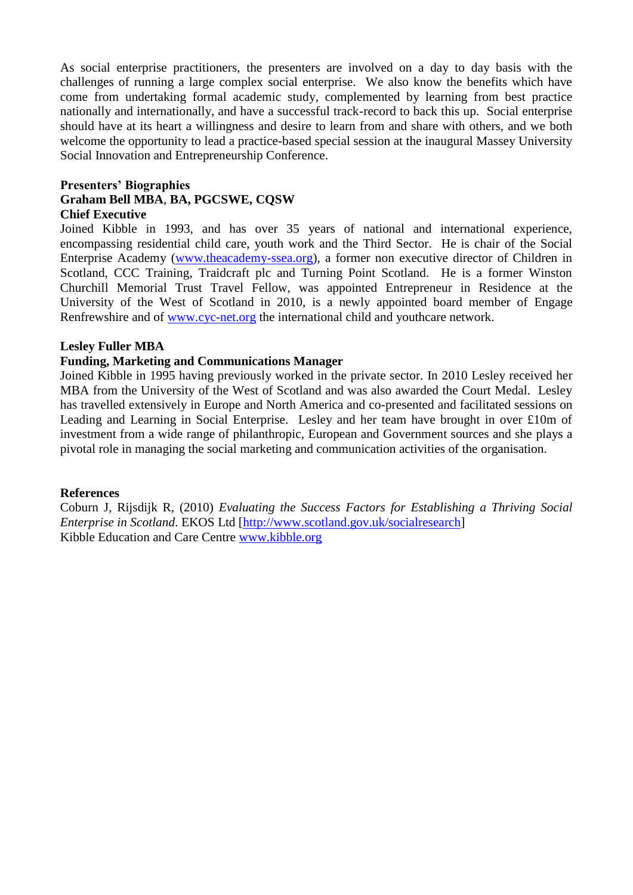As social enterprise practitioners, the presenters are involved on a day to day basis with the challenges of running a large complex social enterprise. We also know the benefits which have come from undertaking formal academic study, complemented by learning from best practice nationally and internationally, and have a successful track-record to back this up. Social enterprise should have at its heart a willingness and desire to learn from and share with others, and we both welcome the opportunity to lead a practice-based special session at the inaugural Massey University Social Innovation and Entrepreneurship Conference.

## Presenters' Biographies

**Graham Bell MBA, BA, PGCSWE, CQSW**
**Chief Executive**

Joined Kibble in 1993, and has over 35 years of national and international experience, encompassing residential child care, youth work and the Third Sector. He is chair of the Social Enterprise Academy (www.theacademy-ssea.org), a former non executive director of Children in Scotland, CCC Training, Traidcraft plc and Turning Point Scotland. He is a former Winston Churchill Memorial Trust Travel Fellow, was appointed Entrepreneur in Residence at the University of the West of Scotland in 2010, is a newly appointed board member of Engage Renfrewshire and of www.cyc-net.org the international child and youthcare network.

**Lesley Fuller MBA**
**Funding, Marketing and Communications Manager**

Joined Kibble in 1995 having previously worked in the private sector. In 2010 Lesley received her MBA from the University of the West of Scotland and was also awarded the Court Medal. Lesley has travelled extensively in Europe and North America and co-presented and facilitated sessions on Leading and Learning in Social Enterprise. Lesley and her team have brought in over £10m of investment from a wide range of philanthropic, European and Government sources and she plays a pivotal role in managing the social marketing and communication activities of the organisation.

## References

Coburn J, Rijsdijk R, (2010) *Evaluating the Success Factors for Establishing a Thriving Social Enterprise in Scotland*. EKOS Ltd [http://www.scotland.gov.uk/socialresearch]

Kibble Education and Care Centre www.kibble.org